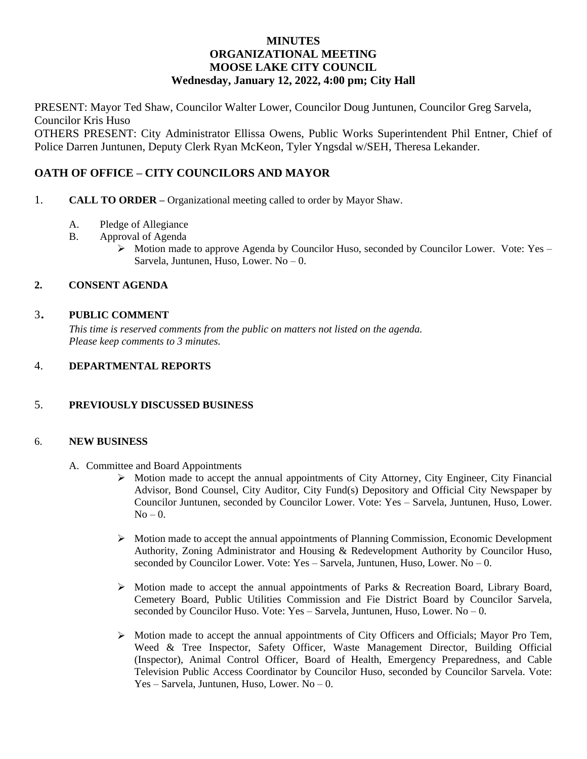# MINUTES
# ORGANIZATIONAL MEETING
# MOOSE LAKE CITY COUNCIL
## Wednesday, January 12, 2022, 4:00 pm; City Hall

PRESENT: Mayor Ted Shaw, Councilor Walter Lower, Councilor Doug Juntunen, Councilor Greg Sarvela, Councilor Kris Huso

OTHERS PRESENT: City Administrator Ellissa Owens, Public Works Superintendent Phil Entner, Chief of Police Darren Juntunen, Deputy Clerk Ryan McKeon, Tyler Yngsdal w/SEH, Theresa Lekander.

## OATH OF OFFICE – CITY COUNCILORS AND MAYOR

1. **CALL TO ORDER –** Organizational meeting called to order by Mayor Shaw.

   A. Pledge of Allegiance

   B. Approval of Agenda

      - Motion made to approve Agenda by Councilor Huso, seconded by Councilor Lower. Vote: Yes – Sarvela, Juntunen, Huso, Lower. No – 0.

2. **CONSENT AGENDA**

3. **PUBLIC COMMENT**

   *This time is reserved comments from the public on matters not listed on the agenda. Please keep comments to 3 minutes.*

4. **DEPARTMENTAL REPORTS**

5. **PREVIOUSLY DISCUSSED BUSINESS**

6. **NEW BUSINESS**

   A. Committee and Board Appointments

      - Motion made to accept the annual appointments of City Attorney, City Engineer, City Financial Advisor, Bond Counsel, City Auditor, City Fund(s) Depository and Official City Newspaper by Councilor Juntunen, seconded by Councilor Lower. Vote: Yes – Sarvela, Juntunen, Huso, Lower. No – 0.

      - Motion made to accept the annual appointments of Planning Commission, Economic Development Authority, Zoning Administrator and Housing & Redevelopment Authority by Councilor Huso, seconded by Councilor Lower. Vote: Yes – Sarvela, Juntunen, Huso, Lower. No – 0.

      - Motion made to accept the annual appointments of Parks & Recreation Board, Library Board, Cemetery Board, Public Utilities Commission and Fie District Board by Councilor Sarvela, seconded by Councilor Huso. Vote: Yes – Sarvela, Juntunen, Huso, Lower. No – 0.

      - Motion made to accept the annual appointments of City Officers and Officials; Mayor Pro Tem, Weed & Tree Inspector, Safety Officer, Waste Management Director, Building Official (Inspector), Animal Control Officer, Board of Health, Emergency Preparedness, and Cable Television Public Access Coordinator by Councilor Huso, seconded by Councilor Sarvela. Vote: Yes – Sarvela, Juntunen, Huso, Lower. No – 0.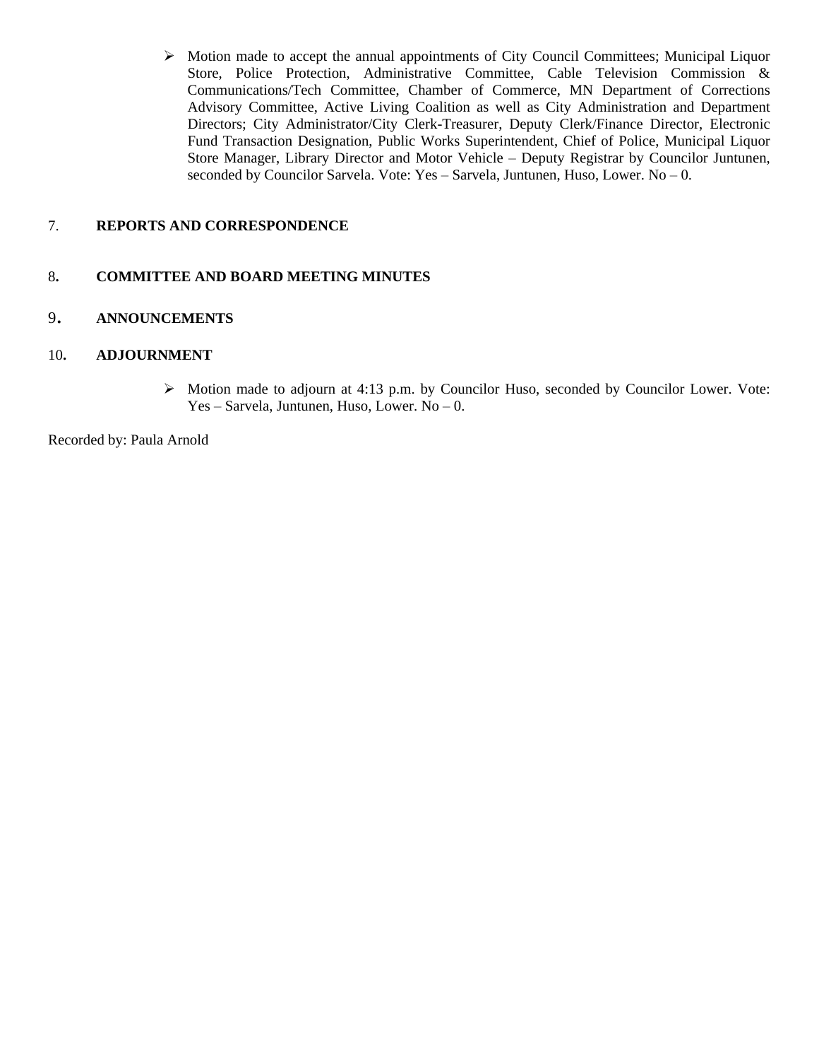- Motion made to accept the annual appointments of City Council Committees; Municipal Liquor Store, Police Protection, Administrative Committee, Cable Television Commission & Communications/Tech Committee, Chamber of Commerce, MN Department of Corrections Advisory Committee, Active Living Coalition as well as City Administration and Department Directors; City Administrator/City Clerk-Treasurer, Deputy Clerk/Finance Director, Electronic Fund Transaction Designation, Public Works Superintendent, Chief of Police, Municipal Liquor Store Manager, Library Director and Motor Vehicle – Deputy Registrar by Councilor Juntunen, seconded by Councilor Sarvela. Vote: Yes – Sarvela, Juntunen, Huso, Lower. No – 0.

7. **REPORTS AND CORRESPONDENCE**

8. **COMMITTEE AND BOARD MEETING MINUTES**

9. **ANNOUNCEMENTS**

10. **ADJOURNMENT**

- Motion made to adjourn at 4:13 p.m. by Councilor Huso, seconded by Councilor Lower. Vote: Yes – Sarvela, Juntunen, Huso, Lower. No – 0.

Recorded by: Paula Arnold